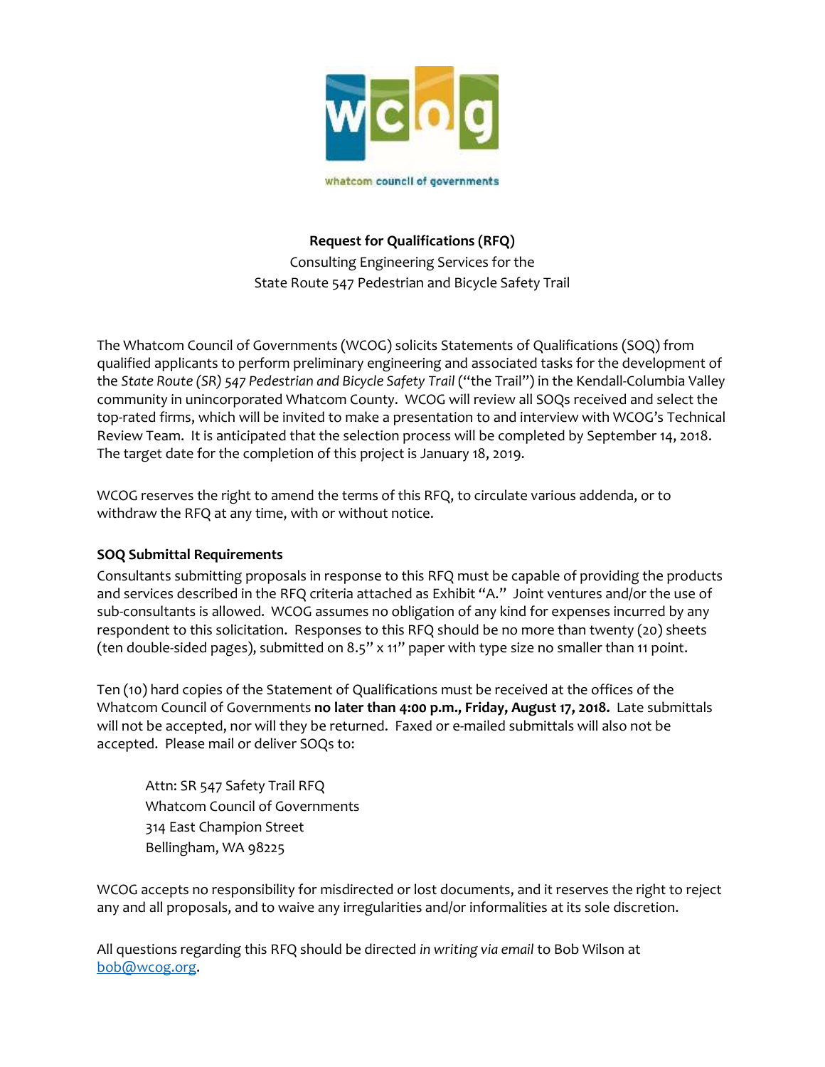**Request for Qualifications (RFQ)**
Consulting Engineering Services for the
State Route 547 Pedestrian and Bicycle Safety Trail

The Whatcom Council of Governments (WCOG) solicits Statements of Qualifications (SOQ) from qualified applicants to perform preliminary engineering and associated tasks for the development of the *State Route (SR) 547 Pedestrian and Bicycle Safety Trail* ("the Trail") in the Kendall-Columbia Valley community in unincorporated Whatcom County. WCOG will review all SOQs received and select the top-rated firms, which will be invited to make a presentation to and interview with WCOG's Technical Review Team. It is anticipated that the selection process will be completed by September 14, 2018. The target date for the completion of this project is January 18, 2019.

WCOG reserves the right to amend the terms of this RFQ, to circulate various addenda, or to withdraw the RFQ at any time, with or without notice.

**SOQ Submittal Requirements**
Consultants submitting proposals in response to this RFQ must be capable of providing the products and services described in the RFQ criteria attached as Exhibit "A." Joint ventures and/or the use of sub-consultants is allowed. WCOG assumes no obligation of any kind for expenses incurred by any respondent to this solicitation. Responses to this RFQ should be no more than twenty (20) sheets (ten double-sided pages), submitted on 8.5" x 11" paper with type size no smaller than 11 point.

Ten (10) hard copies of the Statement of Qualifications must be received at the offices of the Whatcom Council of Governments **no later than 4:00 p.m., Friday, August 17, 2018.** Late submittals will not be accepted, nor will they be returned. Faxed or e-mailed submittals will also not be accepted. Please mail or deliver SOQs to:

Attn: SR 547 Safety Trail RFQ
Whatcom Council of Governments
314 East Champion Street
Bellingham, WA 98225

WCOG accepts no responsibility for misdirected or lost documents, and it reserves the right to reject any and all proposals, and to waive any irregularities and/or informalities at its sole discretion.

All questions regarding this RFQ should be directed *in writing via email* to Bob Wilson at bob@wcog.org.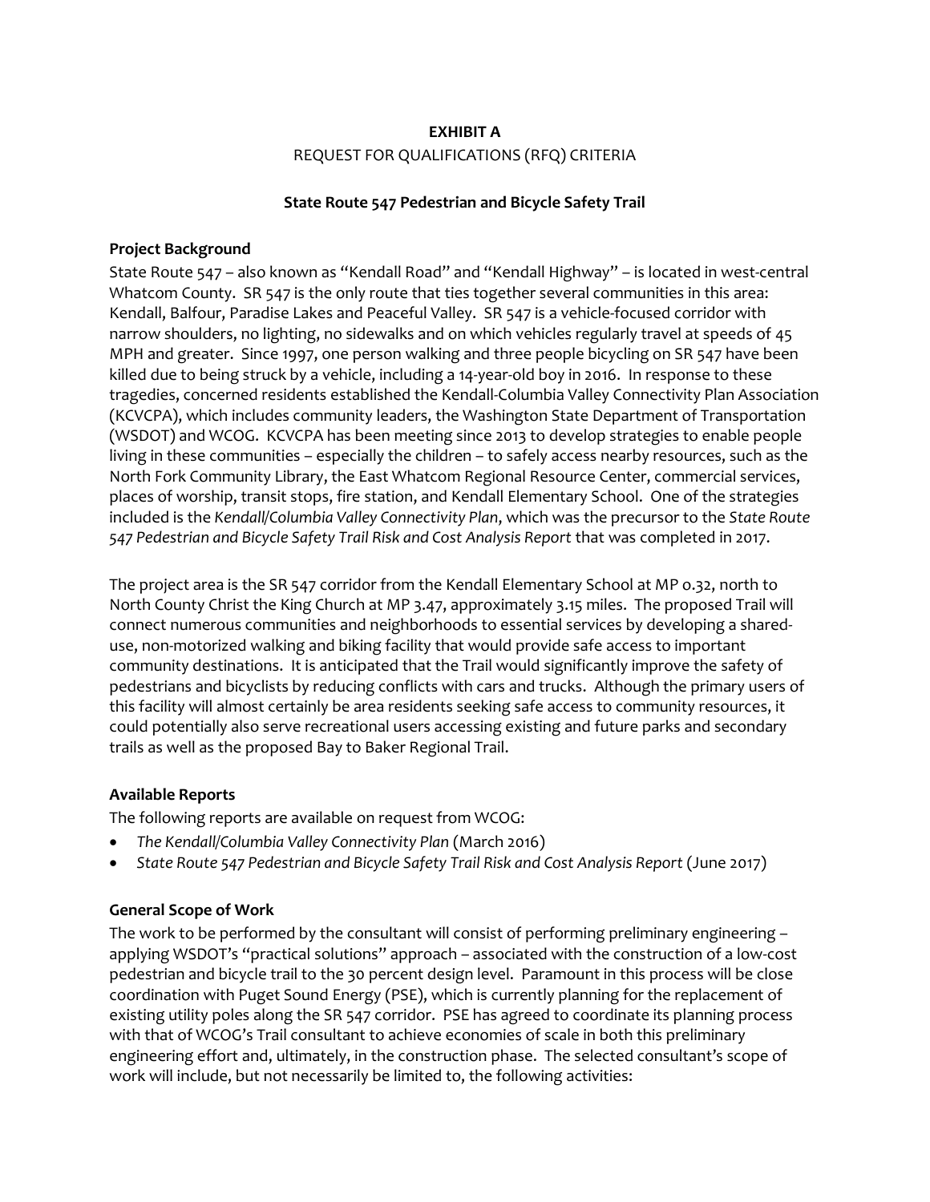**EXHIBIT A**

REQUEST FOR QUALIFICATIONS (RFQ) CRITERIA

**State Route 547 Pedestrian and Bicycle Safety Trail**

**Project Background**

State Route 547 – also known as "Kendall Road" and "Kendall Highway" – is located in west-central Whatcom County. SR 547 is the only route that ties together several communities in this area: Kendall, Balfour, Paradise Lakes and Peaceful Valley. SR 547 is a vehicle-focused corridor with narrow shoulders, no lighting, no sidewalks and on which vehicles regularly travel at speeds of 45 MPH and greater. Since 1997, one person walking and three people bicycling on SR 547 have been killed due to being struck by a vehicle, including a 14-year-old boy in 2016. In response to these tragedies, concerned residents established the Kendall-Columbia Valley Connectivity Plan Association (KCVCPA), which includes community leaders, the Washington State Department of Transportation (WSDOT) and WCOG. KCVCPA has been meeting since 2013 to develop strategies to enable people living in these communities – especially the children – to safely access nearby resources, such as the North Fork Community Library, the East Whatcom Regional Resource Center, commercial services, places of worship, transit stops, fire station, and Kendall Elementary School. One of the strategies included is the *Kendall/Columbia Valley Connectivity Plan*, which was the precursor to the *State Route 547 Pedestrian and Bicycle Safety Trail Risk and Cost Analysis Report* that was completed in 2017.

The project area is the SR 547 corridor from the Kendall Elementary School at MP 0.32, north to North County Christ the King Church at MP 3.47, approximately 3.15 miles. The proposed Trail will connect numerous communities and neighborhoods to essential services by developing a shared-use, non-motorized walking and biking facility that would provide safe access to important community destinations. It is anticipated that the Trail would significantly improve the safety of pedestrians and bicyclists by reducing conflicts with cars and trucks. Although the primary users of this facility will almost certainly be area residents seeking safe access to community resources, it could potentially also serve recreational users accessing existing and future parks and secondary trails as well as the proposed Bay to Baker Regional Trail.

**Available Reports**

The following reports are available on request from WCOG:

- *The Kendall/Columbia Valley Connectivity Plan* (March 2016)
- *State Route 547 Pedestrian and Bicycle Safety Trail Risk and Cost Analysis Report* (June 2017)

**General Scope of Work**

The work to be performed by the consultant will consist of performing preliminary engineering – applying WSDOT's "practical solutions" approach – associated with the construction of a low-cost pedestrian and bicycle trail to the 30 percent design level. Paramount in this process will be close coordination with Puget Sound Energy (PSE), which is currently planning for the replacement of existing utility poles along the SR 547 corridor. PSE has agreed to coordinate its planning process with that of WCOG's Trail consultant to achieve economies of scale in both this preliminary engineering effort and, ultimately, in the construction phase. The selected consultant's scope of work will include, but not necessarily be limited to, the following activities: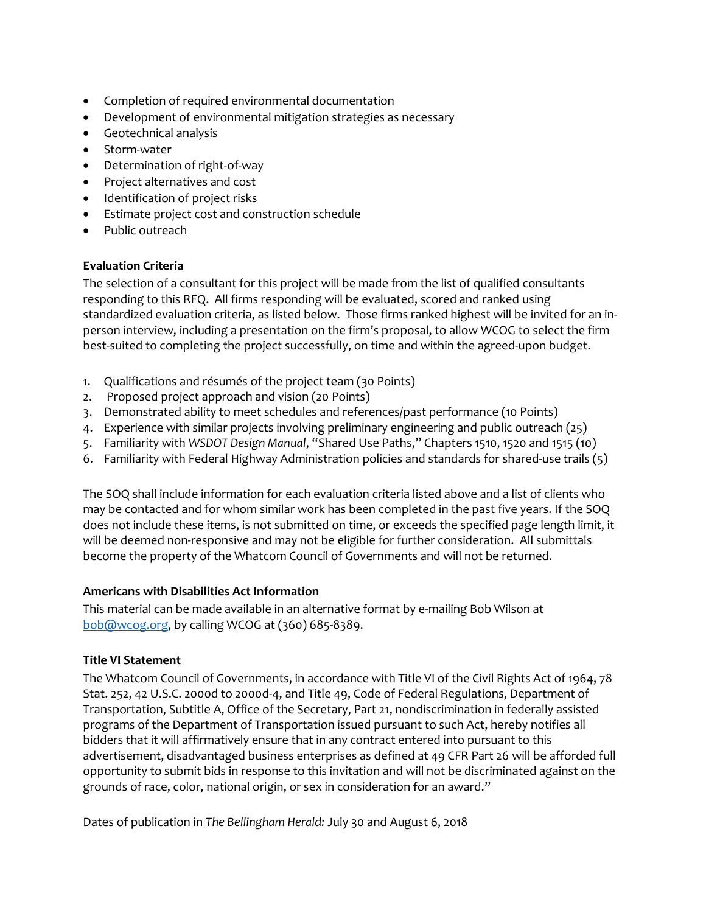- Completion of required environmental documentation
- Development of environmental mitigation strategies as necessary
- Geotechnical analysis
- Storm-water
- Determination of right-of-way
- Project alternatives and cost
- Identification of project risks
- Estimate project cost and construction schedule
- Public outreach

**Evaluation Criteria**

The selection of a consultant for this project will be made from the list of qualified consultants responding to this RFQ. All firms responding will be evaluated, scored and ranked using standardized evaluation criteria, as listed below. Those firms ranked highest will be invited for an in-person interview, including a presentation on the firm's proposal, to allow WCOG to select the firm best-suited to completing the project successfully, on time and within the agreed-upon budget.

1. Qualifications and résumés of the project team (30 Points)
2. Proposed project approach and vision (20 Points)
3. Demonstrated ability to meet schedules and references/past performance (10 Points)
4. Experience with similar projects involving preliminary engineering and public outreach (25)
5. Familiarity with *WSDOT Design Manual*, "Shared Use Paths," Chapters 1510, 1520 and 1515 (10)
6. Familiarity with Federal Highway Administration policies and standards for shared-use trails (5)

The SOQ shall include information for each evaluation criteria listed above and a list of clients who may be contacted and for whom similar work has been completed in the past five years. If the SOQ does not include these items, is not submitted on time, or exceeds the specified page length limit, it will be deemed non-responsive and may not be eligible for further consideration. All submittals become the property of the Whatcom Council of Governments and will not be returned.

**Americans with Disabilities Act Information**

This material can be made available in an alternative format by e-mailing Bob Wilson at bob@wcog.org, by calling WCOG at (360) 685-8389.

**Title VI Statement**

The Whatcom Council of Governments, in accordance with Title VI of the Civil Rights Act of 1964, 78 Stat. 252, 42 U.S.C. 2000d to 2000d-4, and Title 49, Code of Federal Regulations, Department of Transportation, Subtitle A, Office of the Secretary, Part 21, nondiscrimination in federally assisted programs of the Department of Transportation issued pursuant to such Act, hereby notifies all bidders that it will affirmatively ensure that in any contract entered into pursuant to this advertisement, disadvantaged business enterprises as defined at 49 CFR Part 26 will be afforded full opportunity to submit bids in response to this invitation and will not be discriminated against on the grounds of race, color, national origin, or sex in consideration for an award."

Dates of publication in *The Bellingham Herald:* July 30 and August 6, 2018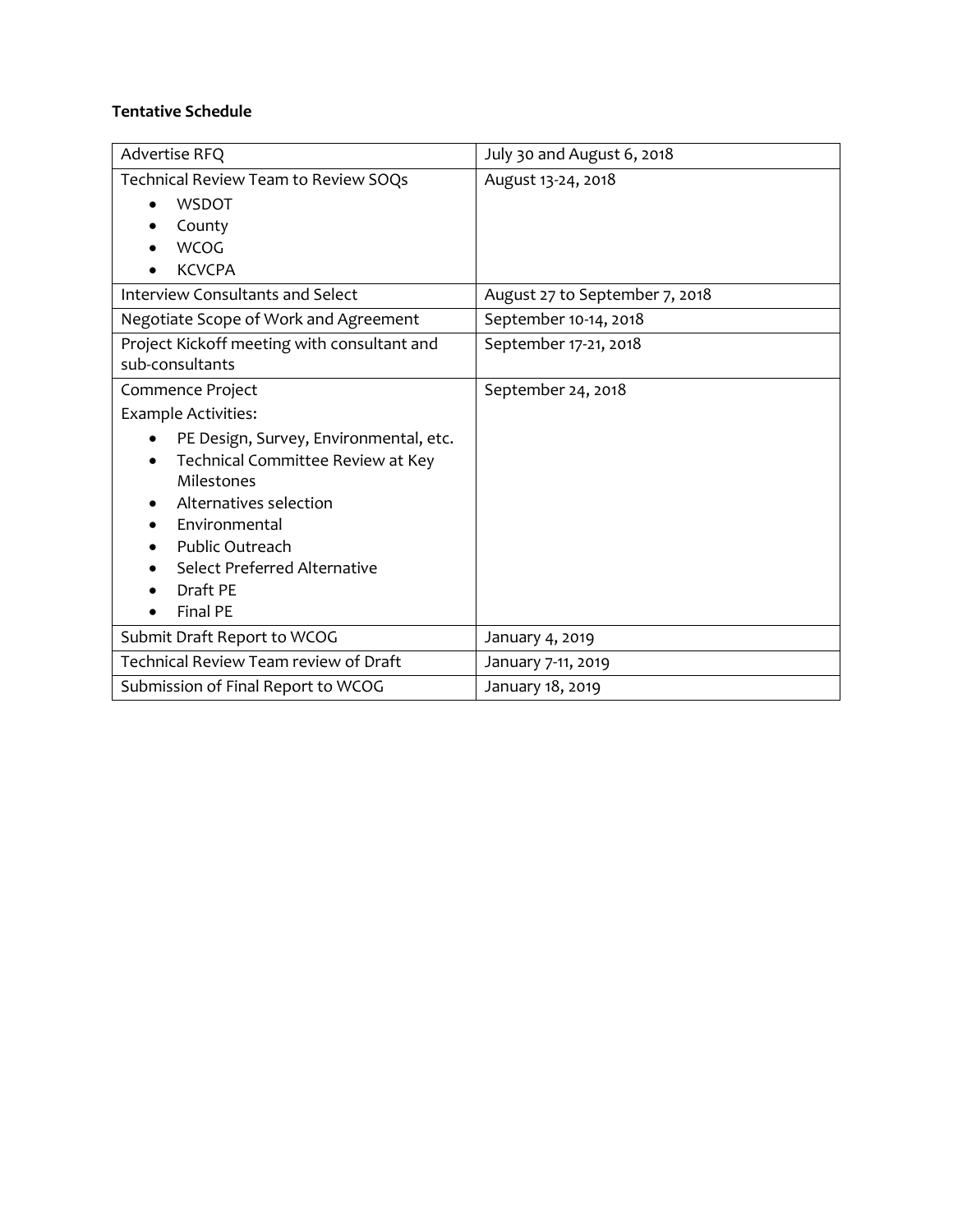**Tentative Schedule**

| | |
|---|---|
| Advertise RFQ | July 30 and August 6, 2018 |
| Technical Review Team to Review SOQs<br>• WSDOT<br>• County<br>• WCOG<br>• KCVCPA | August 13-24, 2018 |
| Interview Consultants and Select | August 27 to September 7, 2018 |
| Negotiate Scope of Work and Agreement | September 10-14, 2018 |
| Project Kickoff meeting with consultant and sub-consultants | September 17-21, 2018 |
| Commence Project<br>Example Activities:<br>• PE Design, Survey, Environmental, etc.<br>• Technical Committee Review at Key Milestones<br>• Alternatives selection<br>• Environmental<br>• Public Outreach<br>• Select Preferred Alternative<br>• Draft PE<br>• Final PE | September 24, 2018 |
| Submit Draft Report to WCOG | January 4, 2019 |
| Technical Review Team review of Draft | January 7-11, 2019 |
| Submission of Final Report to WCOG | January 18, 2019 |